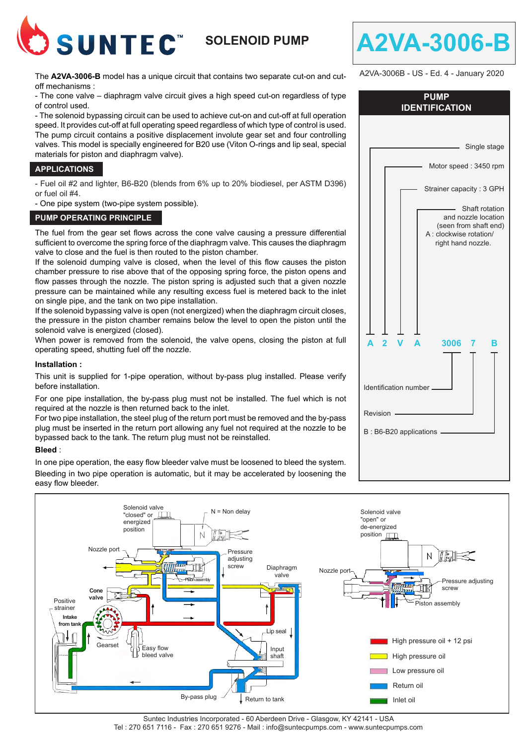# SUNTEC™ SOLENOID PUMP

# A2VA-3006-B

A2VA-3006B - US - Ed. 4 - January 2020

The **A2VA-3006-B** model has a unique circuit that contains two separate cut-on and cut-off mechanisms :

- The cone valve – diaphragm valve circuit gives a high speed cut-on regardless of type of control used.
- The solenoid bypassing circuit can be used to achieve cut-on and cut-off at full operation speed. It provides cut-off at full operating speed regardless of which type of control is used.

The pump circuit contains a positive displacement involute gear set and four controlling valves. This model is specially engineered for B20 use (Viton O-rings and lip seal, special materials for piston and diaphragm valve).

## APPLICATIONS

- Fuel oil #2 and lighter, B6-B20 (blends from 6% up to 20% biodiesel, per ASTM D396) or fuel oil #4.
- One pipe system (two-pipe system possible).

## PUMP OPERATING PRINCIPLE

The fuel from the gear set flows across the cone valve causing a pressure differential sufficient to overcome the spring force of the diaphragm valve. This causes the diaphragm valve to close and the fuel is then routed to the piston chamber.

If the solenoid dumping valve is closed, when the level of this flow causes the piston chamber pressure to rise above that of the opposing spring force, the piston opens and flow passes through the nozzle. The piston spring is adjusted such that a given nozzle pressure can be maintained while any resulting excess fuel is metered back to the inlet on single pipe, and the tank on two pipe installation.

If the solenoid bypassing valve is open (not energized) when the diaphragm circuit closes, the pressure in the piston chamber remains below the level to open the piston until the solenoid valve is energized (closed).

When power is removed from the solenoid, the valve opens, closing the piston at full operating speed, shutting fuel off the nozzle.

**Installation :**

This unit is supplied for 1-pipe operation, without by-pass plug installed. Please verify before installation.

For one pipe installation, the by-pass plug must not be installed. The fuel which is not required at the nozzle is then returned back to the inlet.

For two pipe installation, the steel plug of the return port must be removed and the by-pass plug must be inserted in the return port allowing any fuel not required at the nozzle to be bypassed back to the tank. The return plug must not be reinstalled.

**Bleed** :

In one pipe operation, the easy flow bleeder valve must be loosened to bleed the system.

Bleeding in two pipe operation is automatic, but it may be accelerated by loosening the easy flow bleeder.

## PUMP IDENTIFICATION

**A 2 V A 3006 7 B**

- A : Single stage
- 2 : Motor speed : 3450 rpm
- V : Strainer capacity : 3 GPH
- A : Shaft rotation and nozzle location (seen from shaft end) — A : clockwise rotation/ right hand nozzle.
- 3006 : Identification number
- 7 : Revision
- B : B6-B20 applications

Solenoid valve "closed" or energized position — N = Non delay — Nozzle port — Pressure adjusting screw — Piston assembly — Diaphragm valve — Cone valve — Positive strainer — Intake from tank — Gearset — Easy flow bleed valve — Lip seal — Input shaft — By-pass plug — Return to tank

Solenoid valve "open" or de-energized position — N — Nozzle port — Pressure adjusting screw — Piston assembly

- High pressure oil + 12 psi
- High pressure oil
- Low pressure oil
- Return oil
- Inlet oil

Suntec Industries Incorporated - 60 Aberdeen Drive - Glasgow, KY 42141 - USA
Tel : 270 651 7116 - Fax : 270 651 9276 - Mail : info@suntecpumps.com - www.suntecpumps.com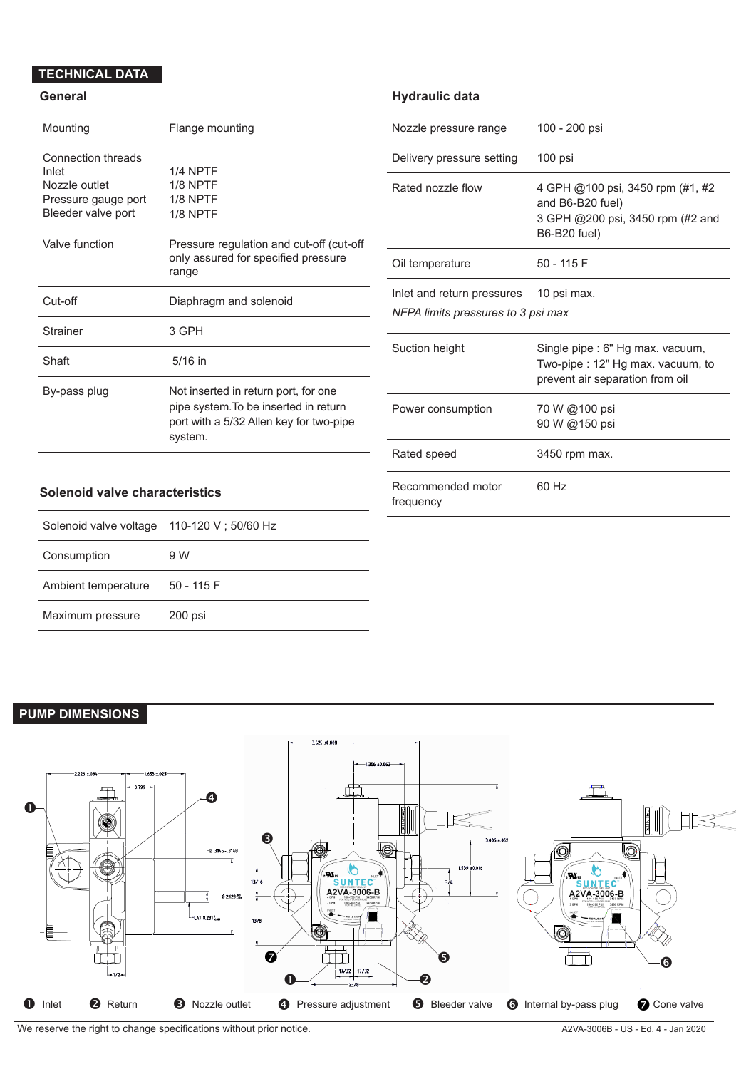## TECHNICAL DATA

### General

| | |
|---|---|
| Mounting | Flange mounting |
| Connection threads<br>Inlet<br>Nozzle outlet<br>Pressure gauge port<br>Bleeder valve port | <br>1/4 NPTF<br>1/8 NPTF<br>1/8 NPTF<br>1/8 NPTF |
| Valve function | Pressure regulation and cut-off (cut-off only assured for specified pressure range |
| Cut-off | Diaphragm and solenoid |
| Strainer | 3 GPH |
| Shaft | 5/16 in |
| By-pass plug | Not inserted in return port, for one pipe system.To be inserted in return port with a 5/32 Allen key for two-pipe system. |

### Solenoid valve characteristics

| | |
|---|---|
| Solenoid valve voltage | 110-120 V ; 50/60 Hz |
| Consumption | 9 W |
| Ambient temperature | 50 - 115 F |
| Maximum pressure | 200 psi |

### Hydraulic data

| | |
|---|---|
| Nozzle pressure range | 100 - 200 psi |
| Delivery pressure setting | 100 psi |
| Rated nozzle flow | 4 GPH @100 psi, 3450 rpm (#1, #2 and B6-B20 fuel)<br>3 GPH @200 psi, 3450 rpm (#2 and B6-B20 fuel) |
| Oil temperature | 50 - 115 F |
| Inlet and return pressures<br>*NFPA limits pressures to 3 psi max* | 10 psi max. |
| Suction height | Single pipe : 6" Hg max. vacuum,<br>Two-pipe : 12" Hg max. vacuum, to prevent air separation from oil |
| Power consumption | 70 W @100 psi<br>90 W @150 psi |
| Rated speed | 3450 rpm max. |
| Recommended motor frequency | 60 Hz |

## PUMP DIMENSIONS

2.226 ±.034
1.653 ±.025
0.799
Ø 0.3145 - 3148
Ø 2.125
FLAT 0.281
1/2
3.625 ±0.008
1.356 ±0.062
3.006 ±.062
1.530 ±0.016
13/16
3/4
13/8
11/32
17/32
23/8
SUNTEC
A2VA-3006-B

❶ Inlet ❷ Return ❸ Nozzle outlet ❹ Pressure adjustment ❺ Bleeder valve ❻ Internal by-pass plug ❼ Cone valve

We reserve the right to change specifications without prior notice.

A2VA-3006B - US - Ed. 4 - Jan 2020